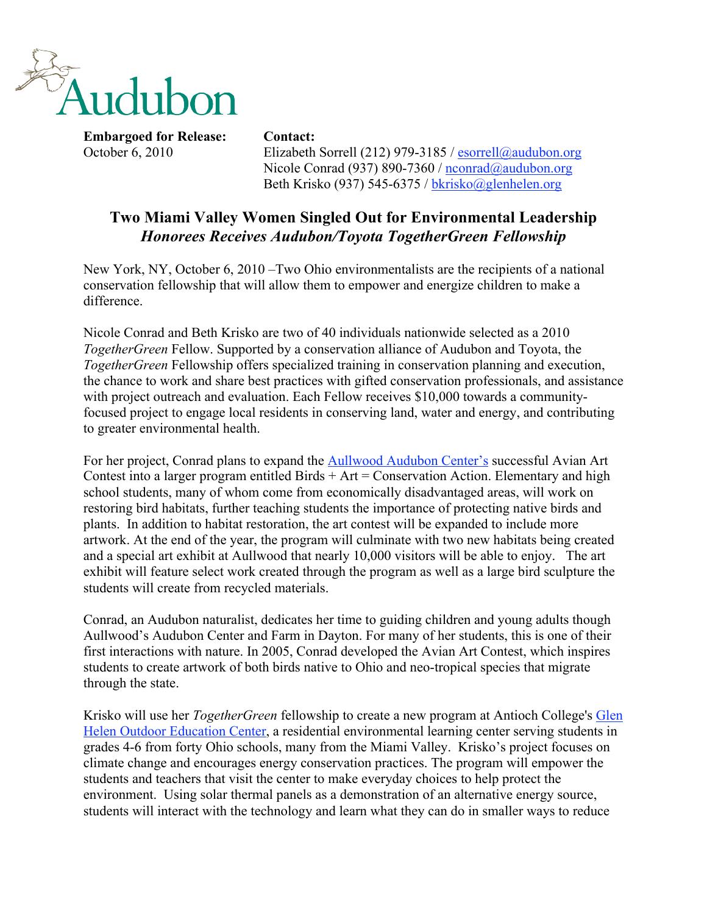Audubon

**Embargoed for Release:**
October 6, 2010

**Contact:**
Elizabeth Sorrell (212) 979-3185 / esorrell@audubon.org
Nicole Conrad (937) 890-7360 / nconrad@audubon.org
Beth Krisko (937) 545-6375 / bkrisko@glenhelen.org

# Two Miami Valley Women Singled Out for Environmental Leadership

## *Honorees Receives Audubon/Toyota TogetherGreen Fellowship*

New York, NY, October 6, 2010 –Two Ohio environmentalists are the recipients of a national conservation fellowship that will allow them to empower and energize children to make a difference.

Nicole Conrad and Beth Krisko are two of 40 individuals nationwide selected as a 2010 *TogetherGreen* Fellow. Supported by a conservation alliance of Audubon and Toyota, the *TogetherGreen* Fellowship offers specialized training in conservation planning and execution, the chance to work and share best practices with gifted conservation professionals, and assistance with project outreach and evaluation. Each Fellow receives $10,000 towards a community-focused project to engage local residents in conserving land, water and energy, and contributing to greater environmental health.

For her project, Conrad plans to expand the Aullwood Audubon Center's successful Avian Art Contest into a larger program entitled Birds + Art = Conservation Action. Elementary and high school students, many of whom come from economically disadvantaged areas, will work on restoring bird habitats, further teaching students the importance of protecting native birds and plants. In addition to habitat restoration, the art contest will be expanded to include more artwork. At the end of the year, the program will culminate with two new habitats being created and a special art exhibit at Aullwood that nearly 10,000 visitors will be able to enjoy. The art exhibit will feature select work created through the program as well as a large bird sculpture the students will create from recycled materials.

Conrad, an Audubon naturalist, dedicates her time to guiding children and young adults though Aullwood's Audubon Center and Farm in Dayton. For many of her students, this is one of their first interactions with nature. In 2005, Conrad developed the Avian Art Contest, which inspires students to create artwork of both birds native to Ohio and neo-tropical species that migrate through the state.

Krisko will use her *TogetherGreen* fellowship to create a new program at Antioch College's Glen Helen Outdoor Education Center, a residential environmental learning center serving students in grades 4-6 from forty Ohio schools, many from the Miami Valley. Krisko's project focuses on climate change and encourages energy conservation practices. The program will empower the students and teachers that visit the center to make everyday choices to help protect the environment. Using solar thermal panels as a demonstration of an alternative energy source, students will interact with the technology and learn what they can do in smaller ways to reduce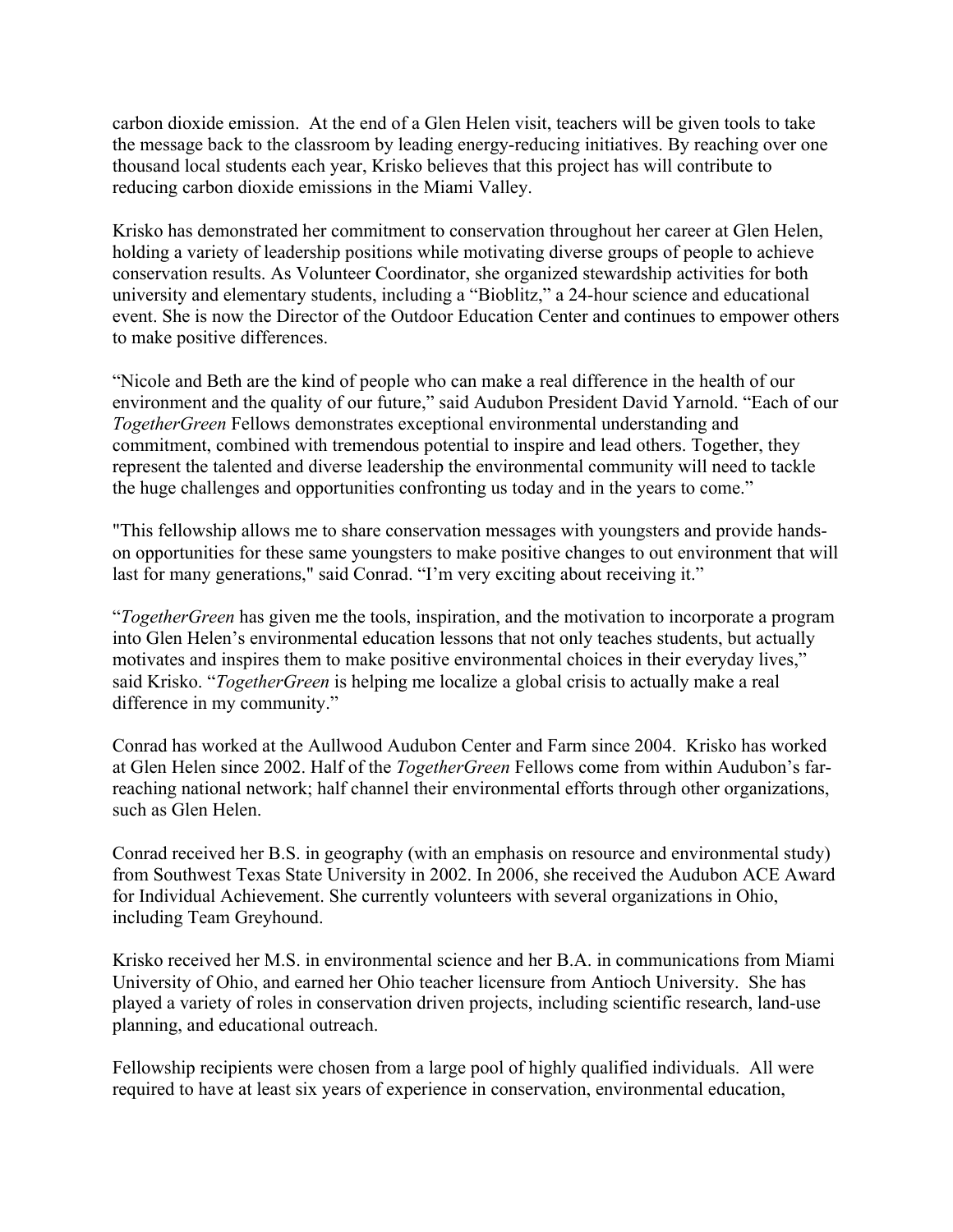carbon dioxide emission. At the end of a Glen Helen visit, teachers will be given tools to take the message back to the classroom by leading energy-reducing initiatives. By reaching over one thousand local students each year, Krisko believes that this project has will contribute to reducing carbon dioxide emissions in the Miami Valley.

Krisko has demonstrated her commitment to conservation throughout her career at Glen Helen, holding a variety of leadership positions while motivating diverse groups of people to achieve conservation results. As Volunteer Coordinator, she organized stewardship activities for both university and elementary students, including a "Bioblitz," a 24-hour science and educational event. She is now the Director of the Outdoor Education Center and continues to empower others to make positive differences.

"Nicole and Beth are the kind of people who can make a real difference in the health of our environment and the quality of our future," said Audubon President David Yarnold. "Each of our *TogetherGreen* Fellows demonstrates exceptional environmental understanding and commitment, combined with tremendous potential to inspire and lead others. Together, they represent the talented and diverse leadership the environmental community will need to tackle the huge challenges and opportunities confronting us today and in the years to come."

"This fellowship allows me to share conservation messages with youngsters and provide hands-on opportunities for these same youngsters to make positive changes to out environment that will last for many generations," said Conrad. "I'm very exciting about receiving it."

"*TogetherGreen* has given me the tools, inspiration, and the motivation to incorporate a program into Glen Helen's environmental education lessons that not only teaches students, but actually motivates and inspires them to make positive environmental choices in their everyday lives," said Krisko. "*TogetherGreen* is helping me localize a global crisis to actually make a real difference in my community."

Conrad has worked at the Aullwood Audubon Center and Farm since 2004. Krisko has worked at Glen Helen since 2002. Half of the *TogetherGreen* Fellows come from within Audubon's far-reaching national network; half channel their environmental efforts through other organizations, such as Glen Helen.

Conrad received her B.S. in geography (with an emphasis on resource and environmental study) from Southwest Texas State University in 2002. In 2006, she received the Audubon ACE Award for Individual Achievement. She currently volunteers with several organizations in Ohio, including Team Greyhound.

Krisko received her M.S. in environmental science and her B.A. in communications from Miami University of Ohio, and earned her Ohio teacher licensure from Antioch University. She has played a variety of roles in conservation driven projects, including scientific research, land-use planning, and educational outreach.

Fellowship recipients were chosen from a large pool of highly qualified individuals. All were required to have at least six years of experience in conservation, environmental education,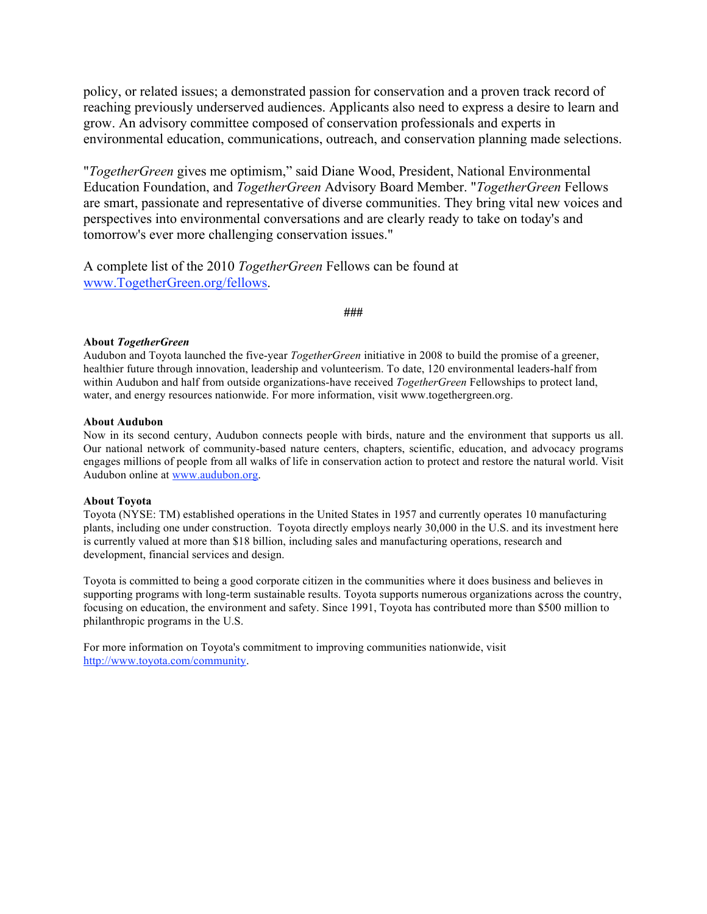policy, or related issues; a demonstrated passion for conservation and a proven track record of reaching previously underserved audiences. Applicants also need to express a desire to learn and grow. An advisory committee composed of conservation professionals and experts in environmental education, communications, outreach, and conservation planning made selections.

"*TogetherGreen* gives me optimism," said Diane Wood, President, National Environmental Education Foundation, and *TogetherGreen* Advisory Board Member. "*TogetherGreen* Fellows are smart, passionate and representative of diverse communities. They bring vital new voices and perspectives into environmental conversations and are clearly ready to take on today's and tomorrow's ever more challenging conservation issues."

A complete list of the 2010 *TogetherGreen* Fellows can be found at [www.TogetherGreen.org/fellows](www.TogetherGreen.org/fellows).

###

**About *TogetherGreen***

Audubon and Toyota launched the five-year *TogetherGreen* initiative in 2008 to build the promise of a greener, healthier future through innovation, leadership and volunteerism. To date, 120 environmental leaders-half from within Audubon and half from outside organizations-have received *TogetherGreen* Fellowships to protect land, water, and energy resources nationwide. For more information, visit www.togethergreen.org.

**About Audubon**

Now in its second century, Audubon connects people with birds, nature and the environment that supports us all. Our national network of community-based nature centers, chapters, scientific, education, and advocacy programs engages millions of people from all walks of life in conservation action to protect and restore the natural world. Visit Audubon online at [www.audubon.org](www.audubon.org).

**About Toyota**

Toyota (NYSE: TM) established operations in the United States in 1957 and currently operates 10 manufacturing plants, including one under construction. Toyota directly employs nearly 30,000 in the U.S. and its investment here is currently valued at more than $18 billion, including sales and manufacturing operations, research and development, financial services and design.

Toyota is committed to being a good corporate citizen in the communities where it does business and believes in supporting programs with long-term sustainable results. Toyota supports numerous organizations across the country, focusing on education, the environment and safety. Since 1991, Toyota has contributed more than $500 million to philanthropic programs in the U.S.

For more information on Toyota's commitment to improving communities nationwide, visit [http://www.toyota.com/community](http://www.toyota.com/community).